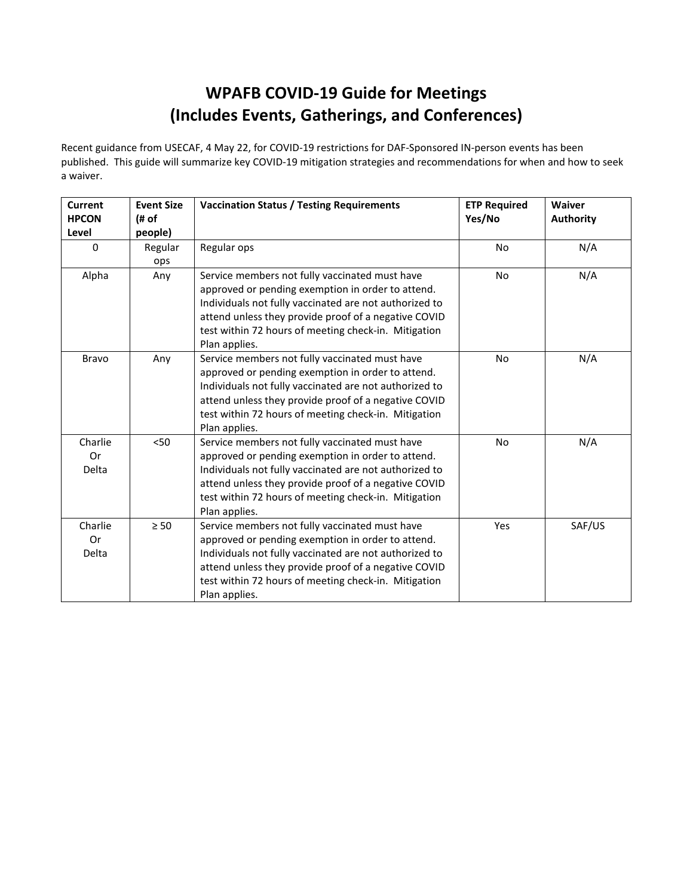# WPAFB COVID-19 Guide for Meetings
# (Includes Events, Gatherings, and Conferences)

Recent guidance from USECAF, 4 May 22, for COVID-19 restrictions for DAF-Sponsored IN-person events has been published. This guide will summarize key COVID-19 mitigation strategies and recommendations for when and how to seek a waiver.

| Current HPCON Level | Event Size (# of people) | Vaccination Status / Testing Requirements | ETP Required Yes/No | Waiver Authority |
|---|---|---|---|---|
| 0 | Regular ops | Regular ops | No | N/A |
| Alpha | Any | Service members not fully vaccinated must have approved or pending exemption in order to attend. Individuals not fully vaccinated are not authorized to attend unless they provide proof of a negative COVID test within 72 hours of meeting check-in. Mitigation Plan applies. | No | N/A |
| Bravo | Any | Service members not fully vaccinated must have approved or pending exemption in order to attend. Individuals not fully vaccinated are not authorized to attend unless they provide proof of a negative COVID test within 72 hours of meeting check-in. Mitigation Plan applies. | No | N/A |
| Charlie Or Delta | <50 | Service members not fully vaccinated must have approved or pending exemption in order to attend. Individuals not fully vaccinated are not authorized to attend unless they provide proof of a negative COVID test within 72 hours of meeting check-in. Mitigation Plan applies. | No | N/A |
| Charlie Or Delta | ≥ 50 | Service members not fully vaccinated must have approved or pending exemption in order to attend. Individuals not fully vaccinated are not authorized to attend unless they provide proof of a negative COVID test within 72 hours of meeting check-in. Mitigation Plan applies. | Yes | SAF/US |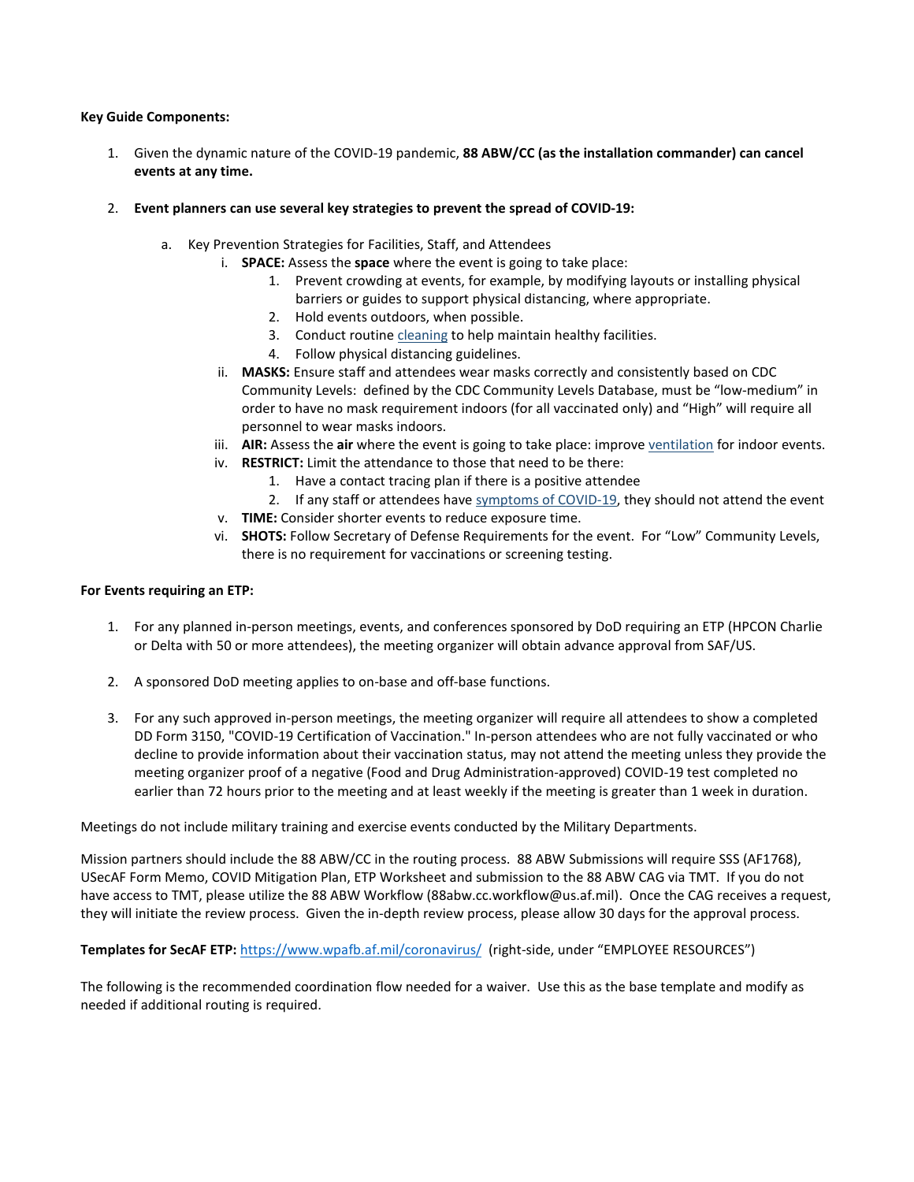**Key Guide Components:**

1. Given the dynamic nature of the COVID-19 pandemic, **88 ABW/CC (as the installation commander) can cancel events at any time.**

2. **Event planners can use several key strategies to prevent the spread of COVID-19:**

   a. Key Prevention Strategies for Facilities, Staff, and Attendees

      i. **SPACE:** Assess the **space** where the event is going to take place:
         1. Prevent crowding at events, for example, by modifying layouts or installing physical barriers or guides to support physical distancing, where appropriate.
         2. Hold events outdoors, when possible.
         3. Conduct routine cleaning to help maintain healthy facilities.
         4. Follow physical distancing guidelines.

      ii. **MASKS:** Ensure staff and attendees wear masks correctly and consistently based on CDC Community Levels: defined by the CDC Community Levels Database, must be "low-medium" in order to have no mask requirement indoors (for all vaccinated only) and "High" will require all personnel to wear masks indoors.

      iii. **AIR:** Assess the **air** where the event is going to take place: improve ventilation for indoor events.

      iv. **RESTRICT:** Limit the attendance to those that need to be there:
         1. Have a contact tracing plan if there is a positive attendee
         2. If any staff or attendees have symptoms of COVID-19, they should not attend the event

      v. **TIME:** Consider shorter events to reduce exposure time.

      vi. **SHOTS:** Follow Secretary of Defense Requirements for the event. For "Low" Community Levels, there is no requirement for vaccinations or screening testing.

**For Events requiring an ETP:**

1. For any planned in-person meetings, events, and conferences sponsored by DoD requiring an ETP (HPCON Charlie or Delta with 50 or more attendees), the meeting organizer will obtain advance approval from SAF/US.

2. A sponsored DoD meeting applies to on-base and off-base functions.

3. For any such approved in-person meetings, the meeting organizer will require all attendees to show a completed DD Form 3150, "COVID-19 Certification of Vaccination." In-person attendees who are not fully vaccinated or who decline to provide information about their vaccination status, may not attend the meeting unless they provide the meeting organizer proof of a negative (Food and Drug Administration-approved) COVID-19 test completed no earlier than 72 hours prior to the meeting and at least weekly if the meeting is greater than 1 week in duration.

Meetings do not include military training and exercise events conducted by the Military Departments.

Mission partners should include the 88 ABW/CC in the routing process. 88 ABW Submissions will require SSS (AF1768), USecAF Form Memo, COVID Mitigation Plan, ETP Worksheet and submission to the 88 ABW CAG via TMT. If you do not have access to TMT, please utilize the 88 ABW Workflow (88abw.cc.workflow@us.af.mil). Once the CAG receives a request, they will initiate the review process. Given the in-depth review process, please allow 30 days for the approval process.

**Templates for SecAF ETP:** https://www.wpafb.af.mil/coronavirus/ (right-side, under "EMPLOYEE RESOURCES")

The following is the recommended coordination flow needed for a waiver. Use this as the base template and modify as needed if additional routing is required.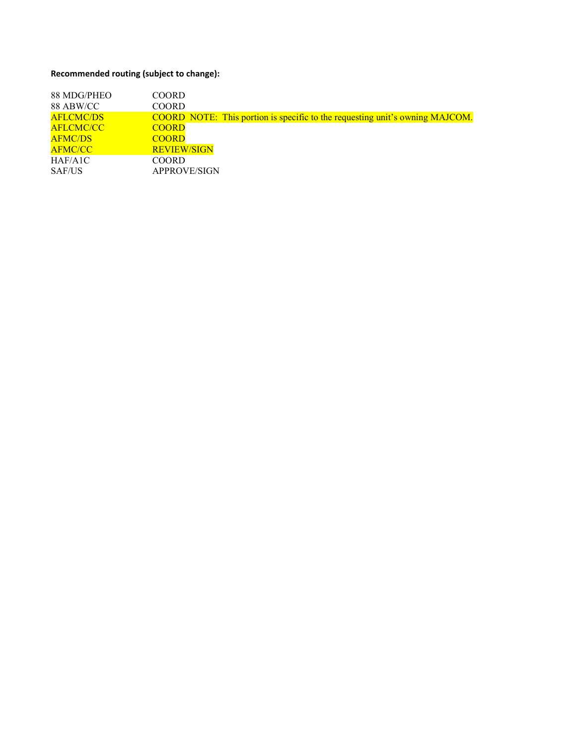**Recommended routing (subject to change):**

| | | |
|---|---|---|
| 88 MDG/PHEO | COORD | |
| 88 ABW/CC | COORD | |
| AFLCMC/DS | COORD | NOTE: This portion is specific to the requesting unit's owning MAJCOM. |
| AFLCMC/CC | COORD | |
| AFMC/DS | COORD | |
| AFMC/CC | REVIEW/SIGN | |
| HAF/A1C | COORD | |
| SAF/US | APPROVE/SIGN | |